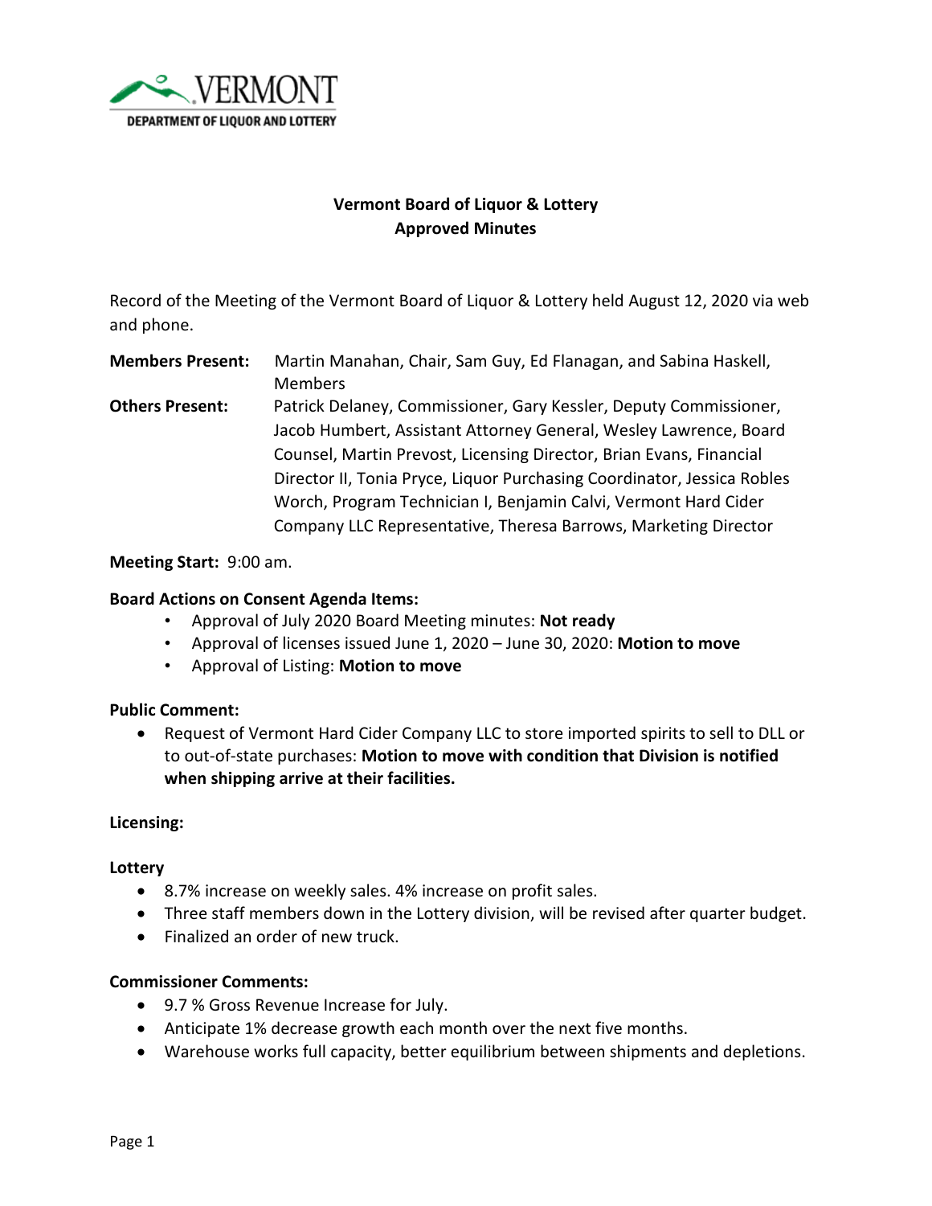VERMONT
DEPARTMENT OF LIQUOR AND LOTTERY

# Vermont Board of Liquor & Lottery
## Approved Minutes

Record of the Meeting of the Vermont Board of Liquor & Lottery held August 12, 2020 via web and phone.

**Members Present:** Martin Manahan, Chair, Sam Guy, Ed Flanagan, and Sabina Haskell, Members

**Others Present:** Patrick Delaney, Commissioner, Gary Kessler, Deputy Commissioner, Jacob Humbert, Assistant Attorney General, Wesley Lawrence, Board Counsel, Martin Prevost, Licensing Director, Brian Evans, Financial Director II, Tonia Pryce, Liquor Purchasing Coordinator, Jessica Robles Worch, Program Technician I, Benjamin Calvi, Vermont Hard Cider Company LLC Representative, Theresa Barrows, Marketing Director

**Meeting Start:** 9:00 am.

**Board Actions on Consent Agenda Items:**

- Approval of July 2020 Board Meeting minutes: **Not ready**
- Approval of licenses issued June 1, 2020 – June 30, 2020: **Motion to move**
- Approval of Listing: **Motion to move**

**Public Comment:**

- Request of Vermont Hard Cider Company LLC to store imported spirits to sell to DLL or to out-of-state purchases: **Motion to move with condition that Division is notified when shipping arrive at their facilities.**

**Licensing:**

**Lottery**

- 8.7% increase on weekly sales. 4% increase on profit sales.
- Three staff members down in the Lottery division, will be revised after quarter budget.
- Finalized an order of new truck.

**Commissioner Comments:**

- 9.7 % Gross Revenue Increase for July.
- Anticipate 1% decrease growth each month over the next five months.
- Warehouse works full capacity, better equilibrium between shipments and depletions.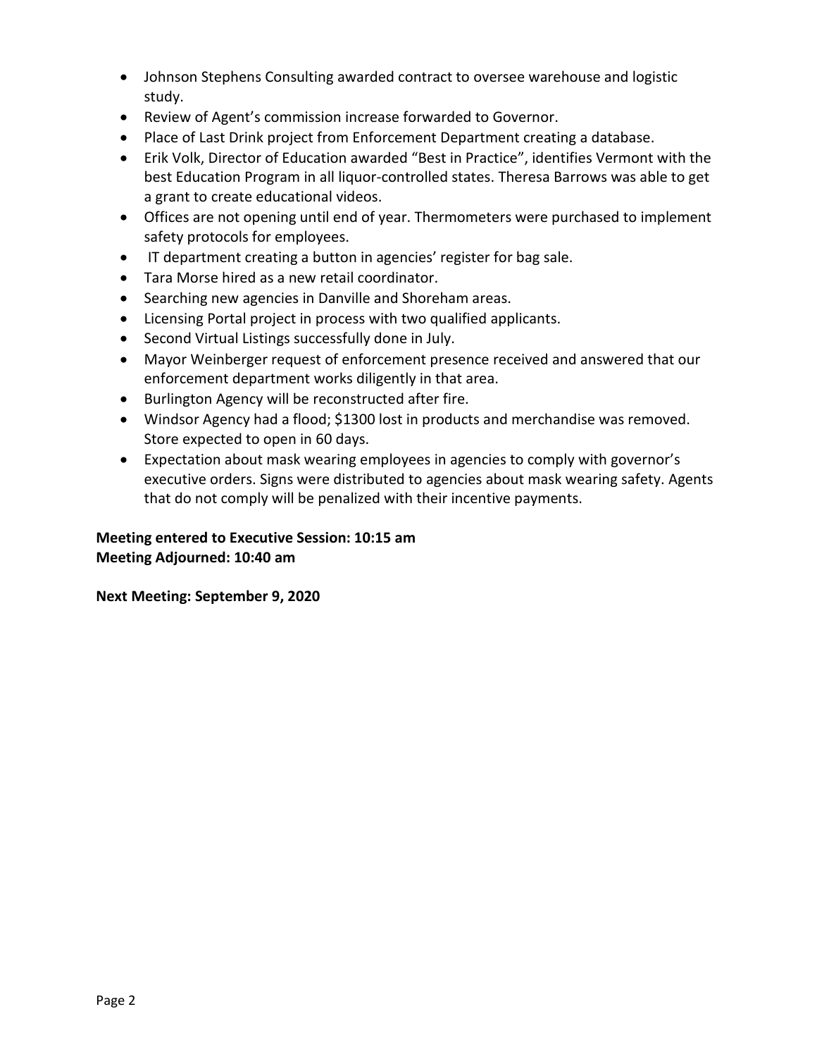- Johnson Stephens Consulting awarded contract to oversee warehouse and logistic study.
- Review of Agent's commission increase forwarded to Governor.
- Place of Last Drink project from Enforcement Department creating a database.
- Erik Volk, Director of Education awarded "Best in Practice", identifies Vermont with the best Education Program in all liquor-controlled states. Theresa Barrows was able to get a grant to create educational videos.
- Offices are not opening until end of year. Thermometers were purchased to implement safety protocols for employees.
- IT department creating a button in agencies' register for bag sale.
- Tara Morse hired as a new retail coordinator.
- Searching new agencies in Danville and Shoreham areas.
- Licensing Portal project in process with two qualified applicants.
- Second Virtual Listings successfully done in July.
- Mayor Weinberger request of enforcement presence received and answered that our enforcement department works diligently in that area.
- Burlington Agency will be reconstructed after fire.
- Windsor Agency had a flood; $1300 lost in products and merchandise was removed. Store expected to open in 60 days.
- Expectation about mask wearing employees in agencies to comply with governor's executive orders. Signs were distributed to agencies about mask wearing safety. Agents that do not comply will be penalized with their incentive payments.

**Meeting entered to Executive Session: 10:15 am**
**Meeting Adjourned: 10:40 am**

**Next Meeting: September 9, 2020**